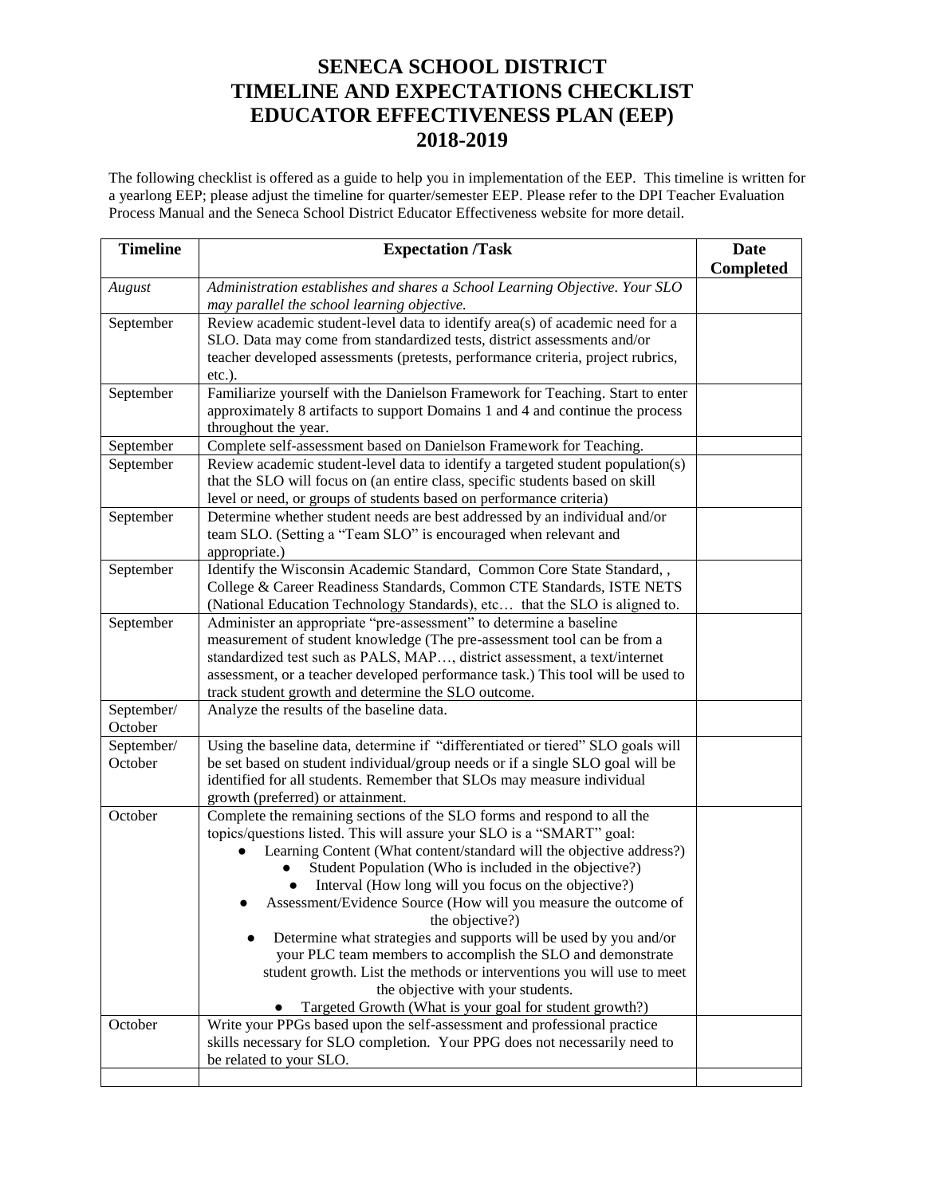# SENECA SCHOOL DISTRICT
# TIMELINE AND EXPECTATIONS CHECKLIST
# EDUCATOR EFFECTIVENESS PLAN (EEP)
# 2018-2019

The following checklist is offered as a guide to help you in implementation of the EEP. This timeline is written for a yearlong EEP; please adjust the timeline for quarter/semester EEP. Please refer to the DPI Teacher Evaluation Process Manual and the Seneca School District Educator Effectiveness website for more detail.

| Timeline | Expectation /Task | Date Completed |
|---|---|---|
| *August* | *Administration establishes and shares a School Learning Objective. Your SLO may parallel the school learning objective.* | |
| September | Review academic student-level data to identify area(s) of academic need for a SLO. Data may come from standardized tests, district assessments and/or teacher developed assessments (pretests, performance criteria, project rubrics, etc.). | |
| September | Familiarize yourself with the Danielson Framework for Teaching. Start to enter approximately 8 artifacts to support Domains 1 and 4 and continue the process throughout the year. | |
| September | Complete self-assessment based on Danielson Framework for Teaching. | |
| September | Review academic student-level data to identify a targeted student population(s) that the SLO will focus on (an entire class, specific students based on skill level or need, or groups of students based on performance criteria) | |
| September | Determine whether student needs are best addressed by an individual and/or team SLO. (Setting a "Team SLO" is encouraged when relevant and appropriate.) | |
| September | Identify the Wisconsin Academic Standard, Common Core State Standard, , College & Career Readiness Standards, Common CTE Standards, ISTE NETS (National Education Technology Standards), etc… that the SLO is aligned to. | |
| September | Administer an appropriate "pre-assessment" to determine a baseline measurement of student knowledge (The pre-assessment tool can be from a standardized test such as PALS, MAP…, district assessment, a text/internet assessment, or a teacher developed performance task.) This tool will be used to track student growth and determine the SLO outcome. | |
| September/ October | Analyze the results of the baseline data. | |
| September/ October | Using the baseline data, determine if "differentiated or tiered" SLO goals will be set based on student individual/group needs or if a single SLO goal will be identified for all students. Remember that SLOs may measure individual growth (preferred) or attainment. | |
| October | Complete the remaining sections of the SLO forms and respond to all the topics/questions listed. This will assure your SLO is a "SMART" goal: <br>● Learning Content (What content/standard will the objective address?) <br>● Student Population (Who is included in the objective?) <br>● Interval (How long will you focus on the objective?) <br>● Assessment/Evidence Source (How will you measure the outcome of the objective?) <br>● Determine what strategies and supports will be used by you and/or your PLC team members to accomplish the SLO and demonstrate student growth. List the methods or interventions you will use to meet the objective with your students. <br>● Targeted Growth (What is your goal for student growth?) | |
| October | Write your PPGs based upon the self-assessment and professional practice skills necessary for SLO completion. Your PPG does not necessarily need to be related to your SLO. | |
| | | |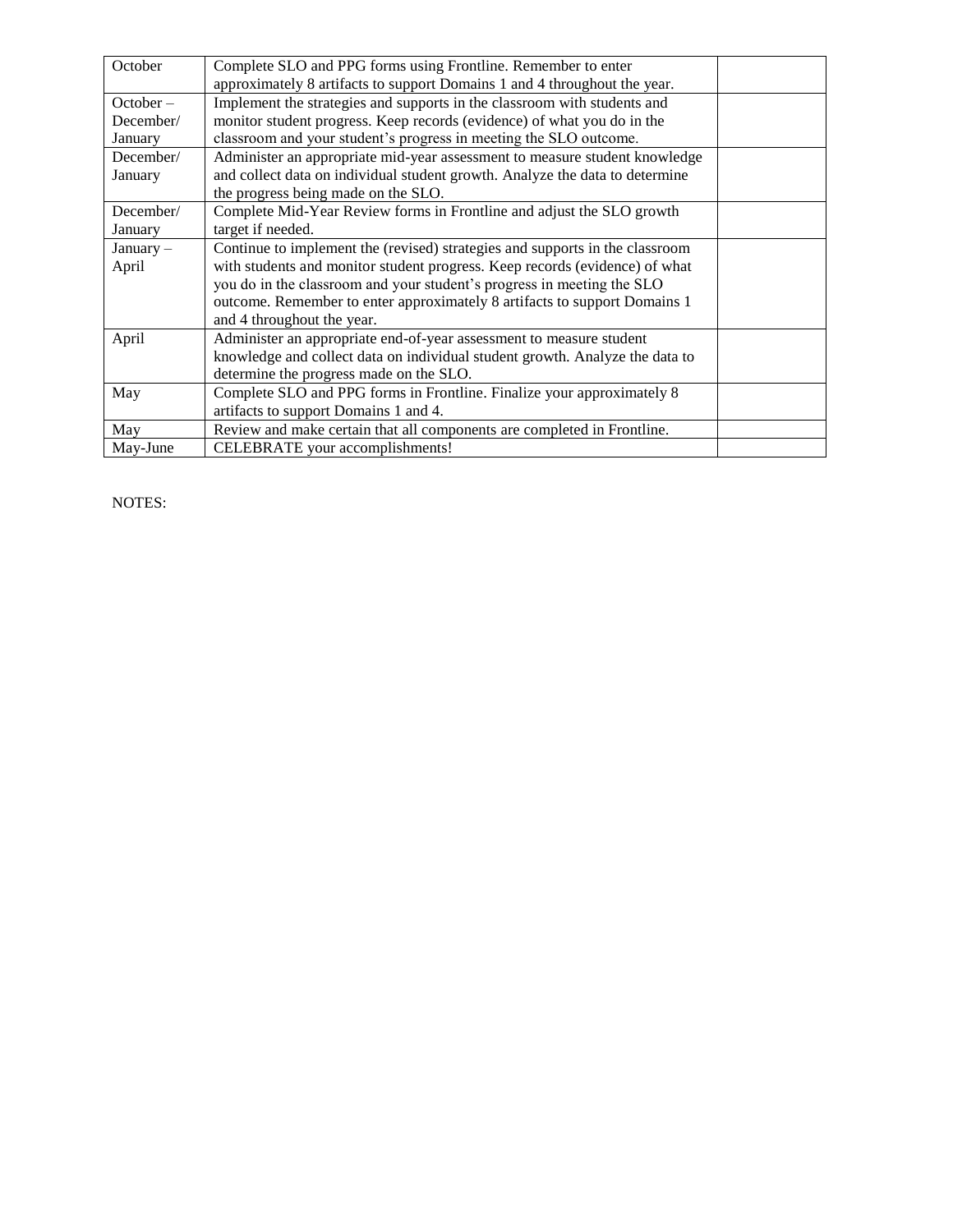| | | |
|---|---|---|
| October | Complete SLO and PPG forms using Frontline. Remember to enter approximately 8 artifacts to support Domains 1 and 4 throughout the year. | |
| October – December/ January | Implement the strategies and supports in the classroom with students and monitor student progress. Keep records (evidence) of what you do in the classroom and your student's progress in meeting the SLO outcome. | |
| December/ January | Administer an appropriate mid-year assessment to measure student knowledge and collect data on individual student growth. Analyze the data to determine the progress being made on the SLO. | |
| December/ January | Complete Mid-Year Review forms in Frontline and adjust the SLO growth target if needed. | |
| January – April | Continue to implement the (revised) strategies and supports in the classroom with students and monitor student progress. Keep records (evidence) of what you do in the classroom and your student's progress in meeting the SLO outcome. Remember to enter approximately 8 artifacts to support Domains 1 and 4 throughout the year. | |
| April | Administer an appropriate end-of-year assessment to measure student knowledge and collect data on individual student growth. Analyze the data to determine the progress made on the SLO. | |
| May | Complete SLO and PPG forms in Frontline. Finalize your approximately 8 artifacts to support Domains 1 and 4. | |
| May | Review and make certain that all components are completed in Frontline. | |
| May-June | CELEBRATE your accomplishments! | |

NOTES: